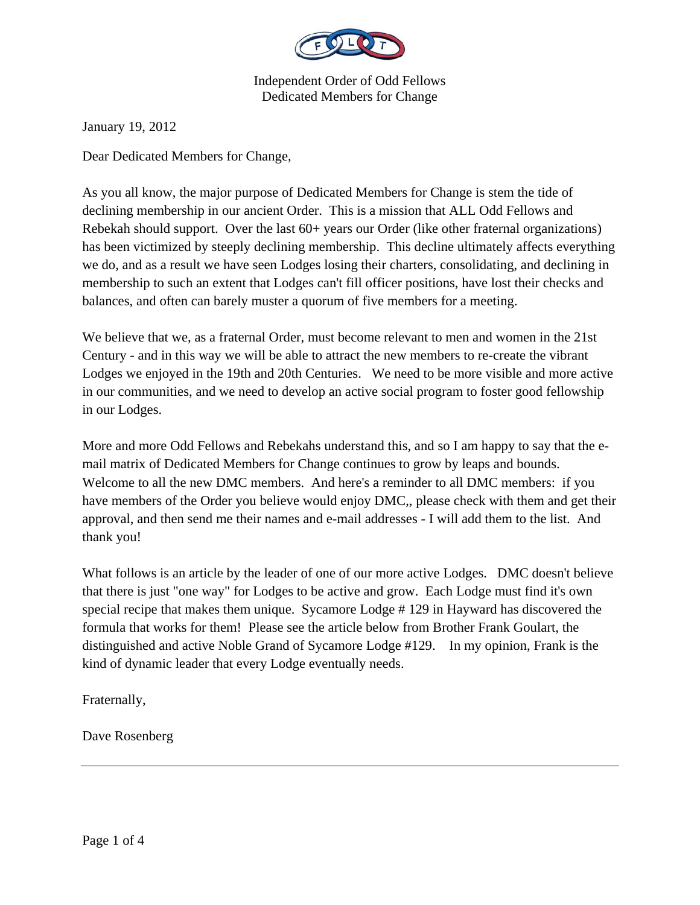Independent Order of Odd Fellows
Dedicated Members for Change

January 19, 2012

Dear Dedicated Members for Change,

As you all know, the major purpose of Dedicated Members for Change is stem the tide of declining membership in our ancient Order. This is a mission that ALL Odd Fellows and Rebekah should support. Over the last 60+ years our Order (like other fraternal organizations) has been victimized by steeply declining membership. This decline ultimately affects everything we do, and as a result we have seen Lodges losing their charters, consolidating, and declining in membership to such an extent that Lodges can't fill officer positions, have lost their checks and balances, and often can barely muster a quorum of five members for a meeting.

We believe that we, as a fraternal Order, must become relevant to men and women in the 21st Century - and in this way we will be able to attract the new members to re-create the vibrant Lodges we enjoyed in the 19th and 20th Centuries. We need to be more visible and more active in our communities, and we need to develop an active social program to foster good fellowship in our Lodges.

More and more Odd Fellows and Rebekahs understand this, and so I am happy to say that the e-mail matrix of Dedicated Members for Change continues to grow by leaps and bounds. Welcome to all the new DMC members. And here's a reminder to all DMC members: if you have members of the Order you believe would enjoy DMC,, please check with them and get their approval, and then send me their names and e-mail addresses - I will add them to the list. And thank you!

What follows is an article by the leader of one of our more active Lodges. DMC doesn't believe that there is just "one way" for Lodges to be active and grow. Each Lodge must find it's own special recipe that makes them unique. Sycamore Lodge # 129 in Hayward has discovered the formula that works for them! Please see the article below from Brother Frank Goulart, the distinguished and active Noble Grand of Sycamore Lodge #129. In my opinion, Frank is the kind of dynamic leader that every Lodge eventually needs.

Fraternally,

Dave Rosenberg

---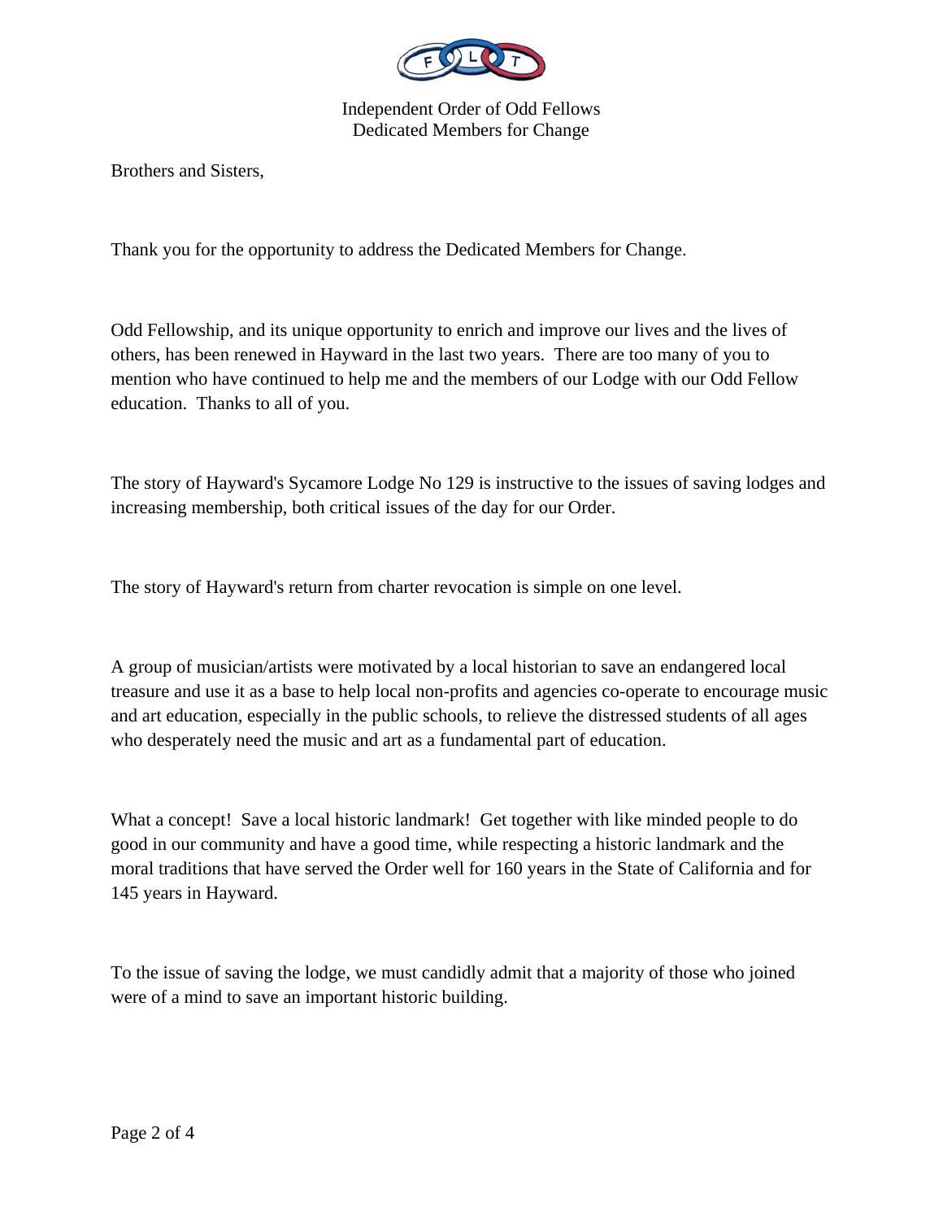Independent Order of Odd Fellows
Dedicated Members for Change

Brothers and Sisters,

Thank you for the opportunity to address the Dedicated Members for Change.

Odd Fellowship, and its unique opportunity to enrich and improve our lives and the lives of others, has been renewed in Hayward in the last two years. There are too many of you to mention who have continued to help me and the members of our Lodge with our Odd Fellow education. Thanks to all of you.

The story of Hayward's Sycamore Lodge No 129 is instructive to the issues of saving lodges and increasing membership, both critical issues of the day for our Order.

The story of Hayward's return from charter revocation is simple on one level.

A group of musician/artists were motivated by a local historian to save an endangered local treasure and use it as a base to help local non-profits and agencies co-operate to encourage music and art education, especially in the public schools, to relieve the distressed students of all ages who desperately need the music and art as a fundamental part of education.

What a concept! Save a local historic landmark! Get together with like minded people to do good in our community and have a good time, while respecting a historic landmark and the moral traditions that have served the Order well for 160 years in the State of California and for 145 years in Hayward.

To the issue of saving the lodge, we must candidly admit that a majority of those who joined were of a mind to save an important historic building.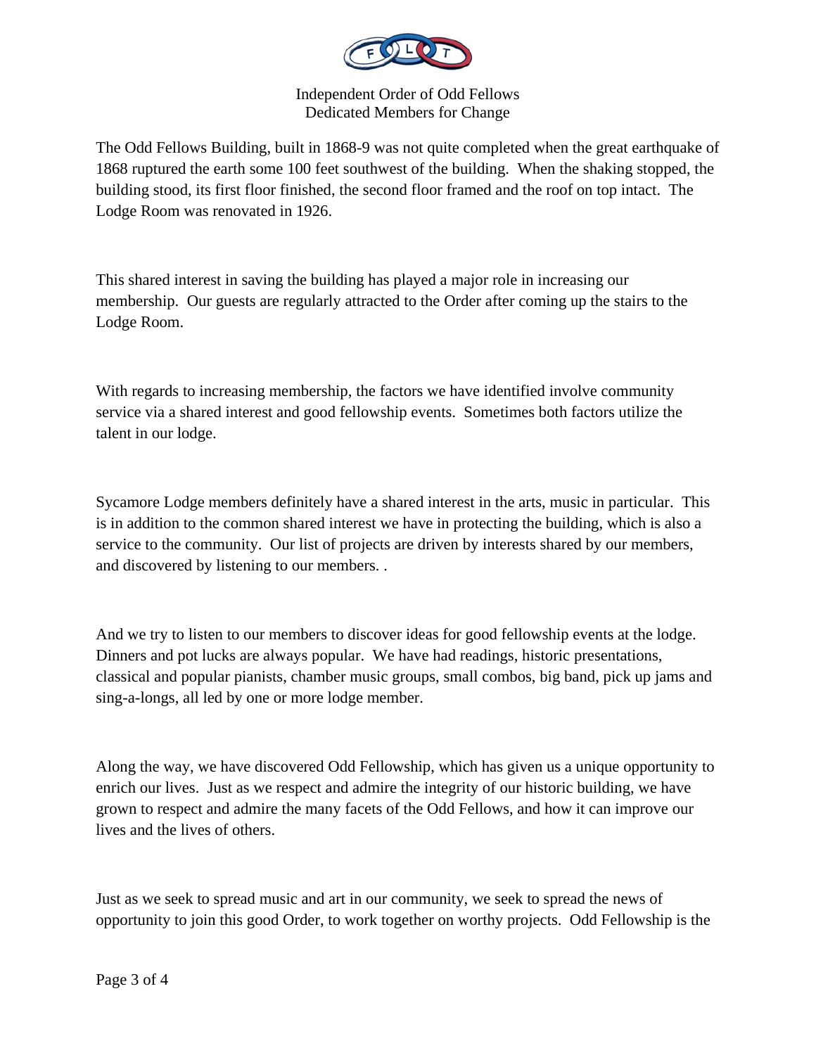The Odd Fellows Building, built in 1868-9 was not quite completed when the great earthquake of 1868 ruptured the earth some 100 feet southwest of the building. When the shaking stopped, the building stood, its first floor finished, the second floor framed and the roof on top intact. The Lodge Room was renovated in 1926.

This shared interest in saving the building has played a major role in increasing our membership. Our guests are regularly attracted to the Order after coming up the stairs to the Lodge Room.

With regards to increasing membership, the factors we have identified involve community service via a shared interest and good fellowship events. Sometimes both factors utilize the talent in our lodge.

Sycamore Lodge members definitely have a shared interest in the arts, music in particular. This is in addition to the common shared interest we have in protecting the building, which is also a service to the community. Our list of projects are driven by interests shared by our members, and discovered by listening to our members. .

And we try to listen to our members to discover ideas for good fellowship events at the lodge. Dinners and pot lucks are always popular. We have had readings, historic presentations, classical and popular pianists, chamber music groups, small combos, big band, pick up jams and sing-a-longs, all led by one or more lodge member.

Along the way, we have discovered Odd Fellowship, which has given us a unique opportunity to enrich our lives. Just as we respect and admire the integrity of our historic building, we have grown to respect and admire the many facets of the Odd Fellows, and how it can improve our lives and the lives of others.

Just as we seek to spread music and art in our community, we seek to spread the news of opportunity to join this good Order, to work together on worthy projects. Odd Fellowship is the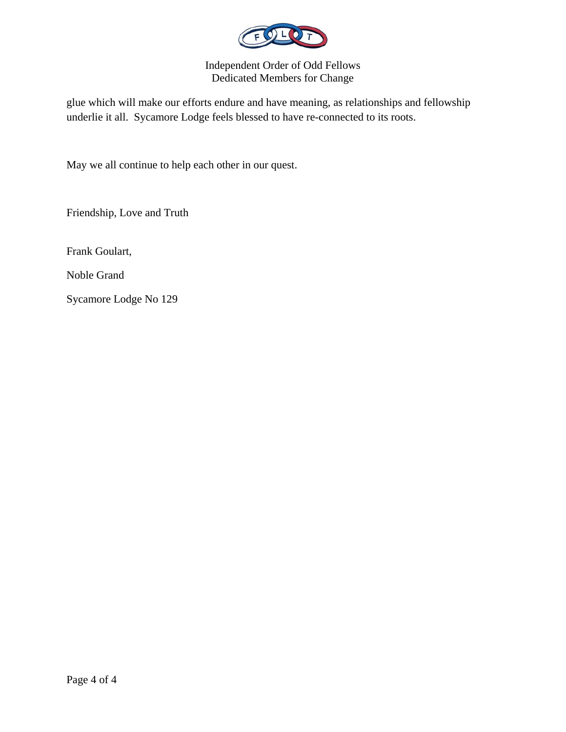glue which will make our efforts endure and have meaning, as relationships and fellowship underlie it all. Sycamore Lodge feels blessed to have re-connected to its roots.

May we all continue to help each other in our quest.

Friendship, Love and Truth

Frank Goulart,

Noble Grand

Sycamore Lodge No 129